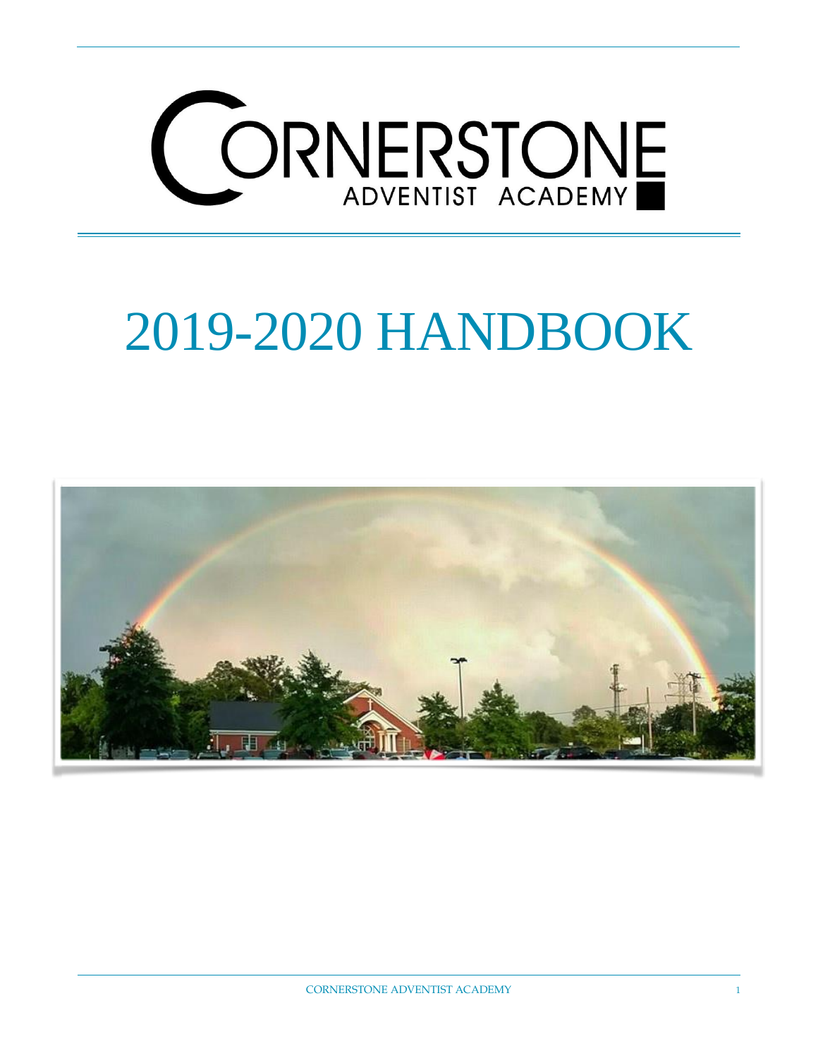# CORNERSTONE ADVENTIST ACADEMY

# 2019-2020 HANDBOOK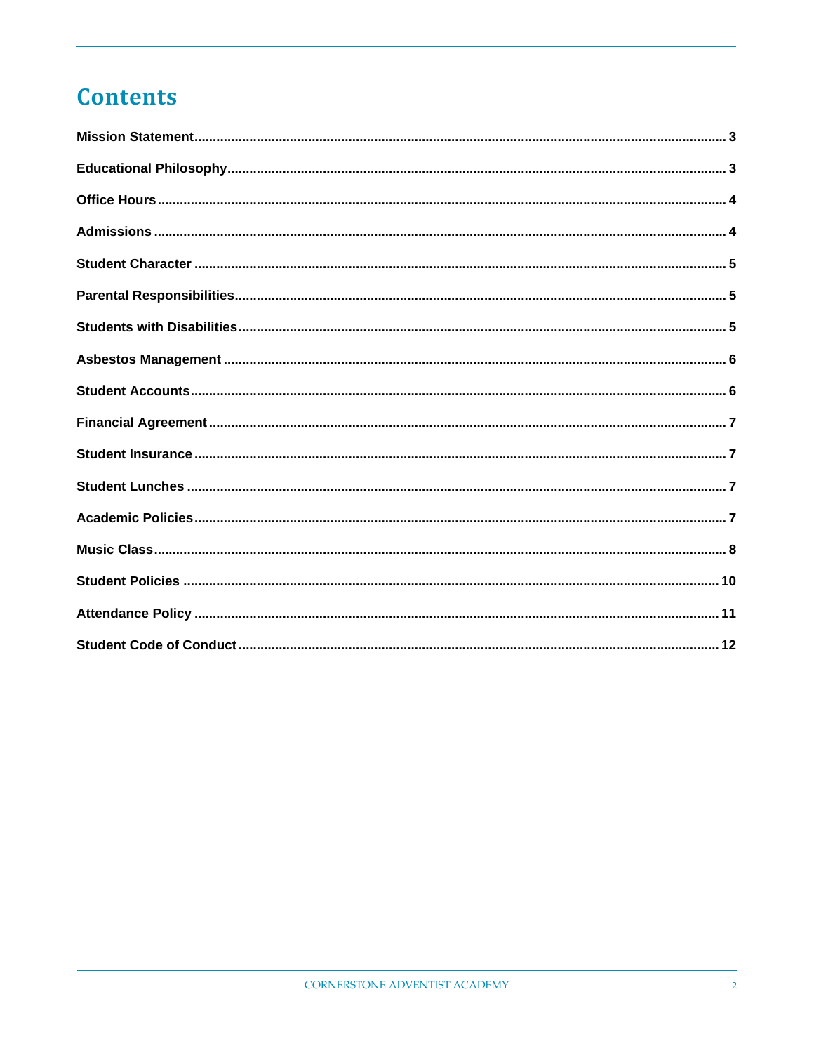# Contents

Mission Statement .......... 3

Educational Philosophy .......... 3

Office Hours .......... 4

Admissions .......... 4

Student Character .......... 5

Parental Responsibilities .......... 5

Students with Disabilities .......... 5

Asbestos Management .......... 6

Student Accounts .......... 6

Financial Agreement .......... 7

Student Insurance .......... 7

Student Lunches .......... 7

Academic Policies .......... 7

Music Class .......... 8

Student Policies .......... 10

Attendance Policy .......... 11

Student Code of Conduct .......... 12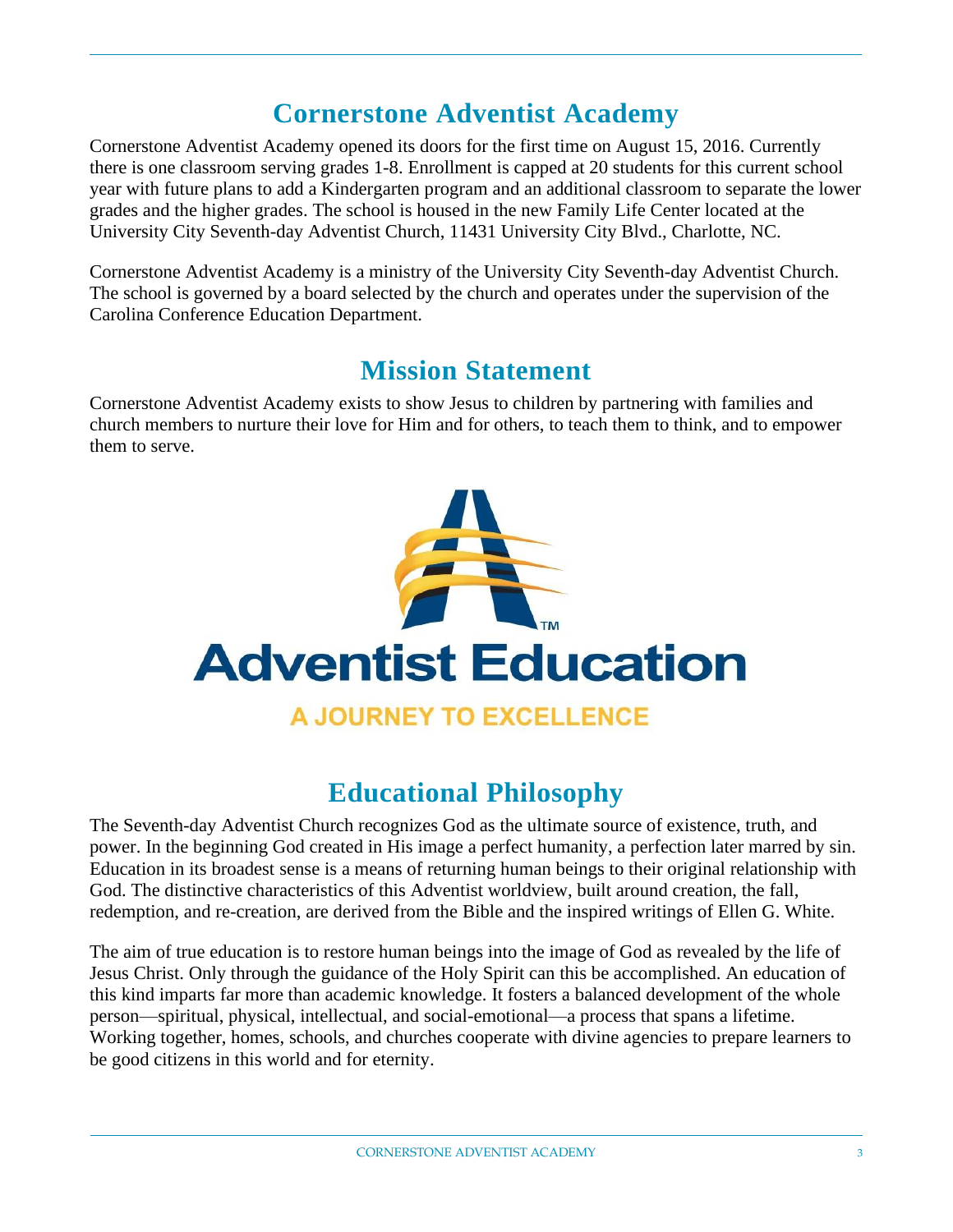# Cornerstone Adventist Academy

Cornerstone Adventist Academy opened its doors for the first time on August 15, 2016. Currently there is one classroom serving grades 1-8. Enrollment is capped at 20 students for this current school year with future plans to add a Kindergarten program and an additional classroom to separate the lower grades and the higher grades. The school is housed in the new Family Life Center located at the University City Seventh-day Adventist Church, 11431 University City Blvd., Charlotte, NC.

Cornerstone Adventist Academy is a ministry of the University City Seventh-day Adventist Church. The school is governed by a board selected by the church and operates under the supervision of the Carolina Conference Education Department.

## Mission Statement

Cornerstone Adventist Academy exists to show Jesus to children by partnering with families and church members to nurture their love for Him and for others, to teach them to think, and to empower them to serve.

Adventist Education

A JOURNEY TO EXCELLENCE

## Educational Philosophy

The Seventh-day Adventist Church recognizes God as the ultimate source of existence, truth, and power. In the beginning God created in His image a perfect humanity, a perfection later marred by sin. Education in its broadest sense is a means of returning human beings to their original relationship with God. The distinctive characteristics of this Adventist worldview, built around creation, the fall, redemption, and re-creation, are derived from the Bible and the inspired writings of Ellen G. White.

The aim of true education is to restore human beings into the image of God as revealed by the life of Jesus Christ. Only through the guidance of the Holy Spirit can this be accomplished. An education of this kind imparts far more than academic knowledge. It fosters a balanced development of the whole person—spiritual, physical, intellectual, and social-emotional—a process that spans a lifetime. Working together, homes, schools, and churches cooperate with divine agencies to prepare learners to be good citizens in this world and for eternity.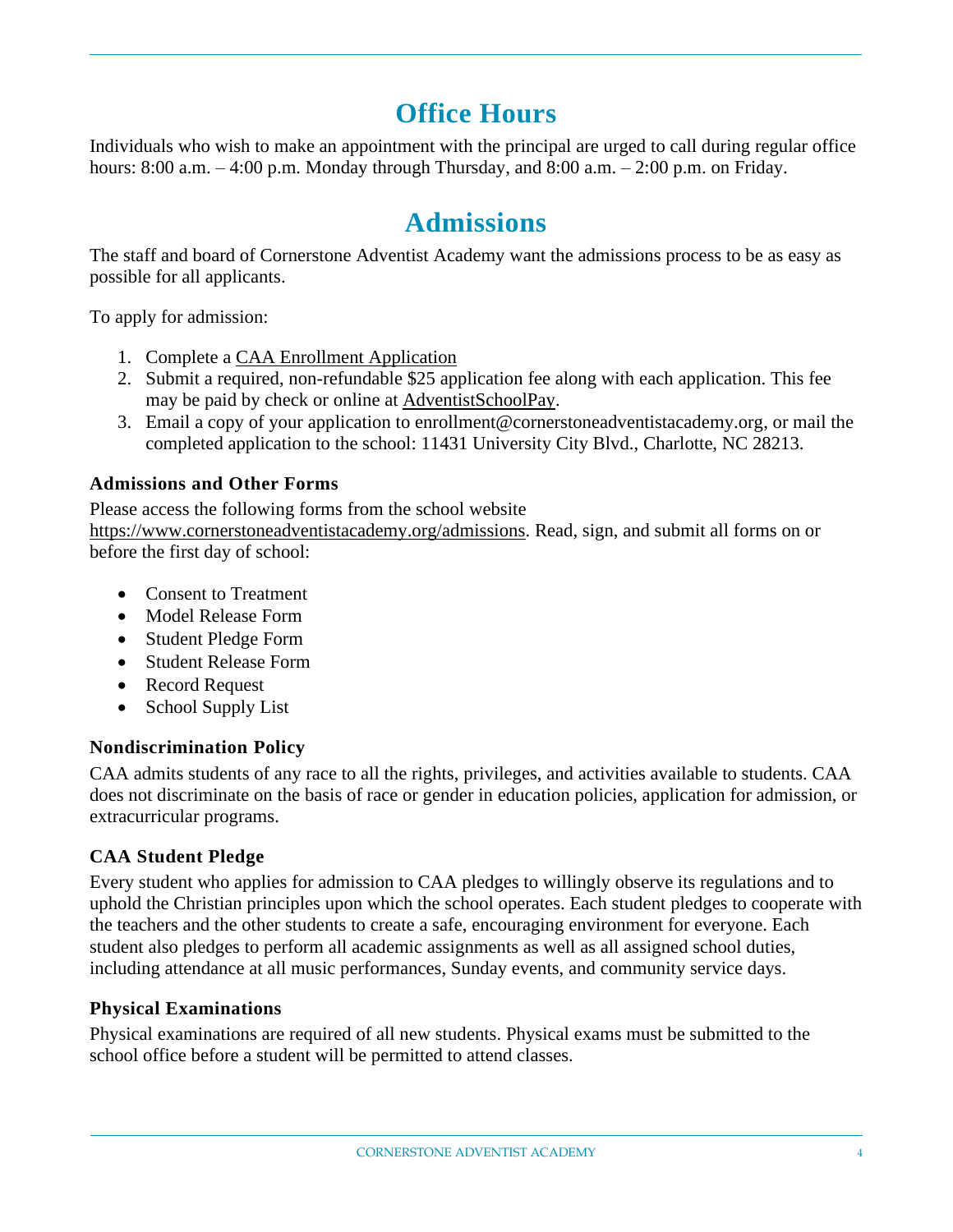# Office Hours

Individuals who wish to make an appointment with the principal are urged to call during regular office hours: 8:00 a.m. – 4:00 p.m. Monday through Thursday, and 8:00 a.m. – 2:00 p.m. on Friday.

# Admissions

The staff and board of Cornerstone Adventist Academy want the admissions process to be as easy as possible for all applicants.

To apply for admission:

1. Complete a CAA Enrollment Application
2. Submit a required, non-refundable $25 application fee along with each application. This fee may be paid by check or online at AdventistSchoolPay.
3. Email a copy of your application to enrollment@cornerstoneadventistacademy.org, or mail the completed application to the school: 11431 University City Blvd., Charlotte, NC 28213.

### Admissions and Other Forms

Please access the following forms from the school website https://www.cornerstoneadventistacademy.org/admissions. Read, sign, and submit all forms on or before the first day of school:

- Consent to Treatment
- Model Release Form
- Student Pledge Form
- Student Release Form
- Record Request
- School Supply List

### Nondiscrimination Policy

CAA admits students of any race to all the rights, privileges, and activities available to students. CAA does not discriminate on the basis of race or gender in education policies, application for admission, or extracurricular programs.

### CAA Student Pledge

Every student who applies for admission to CAA pledges to willingly observe its regulations and to uphold the Christian principles upon which the school operates. Each student pledges to cooperate with the teachers and the other students to create a safe, encouraging environment for everyone. Each student also pledges to perform all academic assignments as well as all assigned school duties, including attendance at all music performances, Sunday events, and community service days.

### Physical Examinations

Physical examinations are required of all new students. Physical exams must be submitted to the school office before a student will be permitted to attend classes.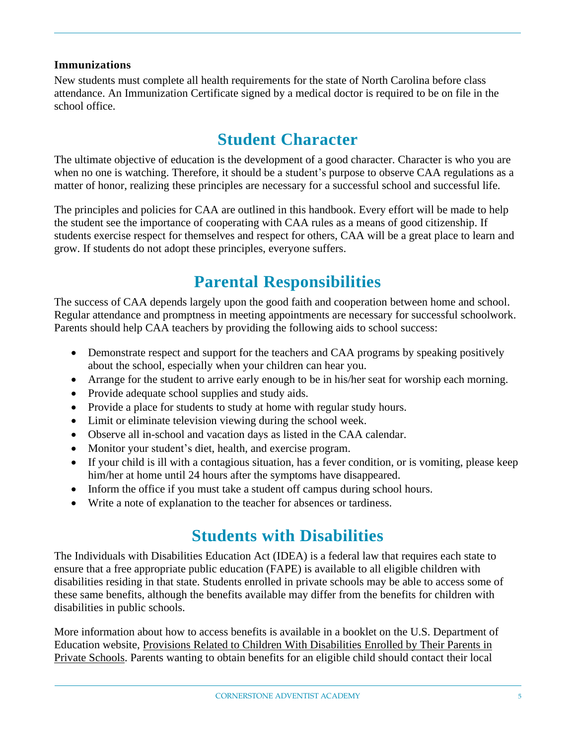**Immunizations**

New students must complete all health requirements for the state of North Carolina before class attendance. An Immunization Certificate signed by a medical doctor is required to be on file in the school office.

# Student Character

The ultimate objective of education is the development of a good character. Character is who you are when no one is watching. Therefore, it should be a student's purpose to observe CAA regulations as a matter of honor, realizing these principles are necessary for a successful school and successful life.

The principles and policies for CAA are outlined in this handbook. Every effort will be made to help the student see the importance of cooperating with CAA rules as a means of good citizenship. If students exercise respect for themselves and respect for others, CAA will be a great place to learn and grow. If students do not adopt these principles, everyone suffers.

# Parental Responsibilities

The success of CAA depends largely upon the good faith and cooperation between home and school. Regular attendance and promptness in meeting appointments are necessary for successful schoolwork. Parents should help CAA teachers by providing the following aids to school success:

- Demonstrate respect and support for the teachers and CAA programs by speaking positively about the school, especially when your children can hear you.
- Arrange for the student to arrive early enough to be in his/her seat for worship each morning.
- Provide adequate school supplies and study aids.
- Provide a place for students to study at home with regular study hours.
- Limit or eliminate television viewing during the school week.
- Observe all in-school and vacation days as listed in the CAA calendar.
- Monitor your student's diet, health, and exercise program.
- If your child is ill with a contagious situation, has a fever condition, or is vomiting, please keep him/her at home until 24 hours after the symptoms have disappeared.
- Inform the office if you must take a student off campus during school hours.
- Write a note of explanation to the teacher for absences or tardiness.

# Students with Disabilities

The Individuals with Disabilities Education Act (IDEA) is a federal law that requires each state to ensure that a free appropriate public education (FAPE) is available to all eligible children with disabilities residing in that state. Students enrolled in private schools may be able to access some of these same benefits, although the benefits available may differ from the benefits for children with disabilities in public schools.

More information about how to access benefits is available in a booklet on the U.S. Department of Education website, Provisions Related to Children With Disabilities Enrolled by Their Parents in Private Schools. Parents wanting to obtain benefits for an eligible child should contact their local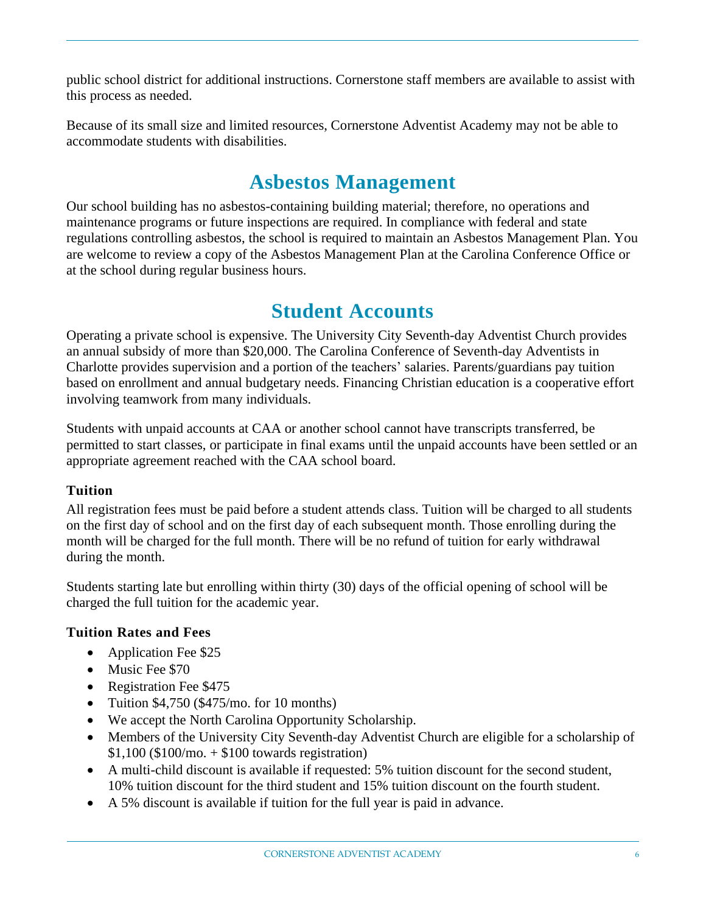public school district for additional instructions. Cornerstone staff members are available to assist with this process as needed.

Because of its small size and limited resources, Cornerstone Adventist Academy may not be able to accommodate students with disabilities.

# Asbestos Management

Our school building has no asbestos-containing building material; therefore, no operations and maintenance programs or future inspections are required. In compliance with federal and state regulations controlling asbestos, the school is required to maintain an Asbestos Management Plan. You are welcome to review a copy of the Asbestos Management Plan at the Carolina Conference Office or at the school during regular business hours.

# Student Accounts

Operating a private school is expensive. The University City Seventh-day Adventist Church provides an annual subsidy of more than $20,000. The Carolina Conference of Seventh-day Adventists in Charlotte provides supervision and a portion of the teachers' salaries. Parents/guardians pay tuition based on enrollment and annual budgetary needs. Financing Christian education is a cooperative effort involving teamwork from many individuals.

Students with unpaid accounts at CAA or another school cannot have transcripts transferred, be permitted to start classes, or participate in final exams until the unpaid accounts have been settled or an appropriate agreement reached with the CAA school board.

### Tuition

All registration fees must be paid before a student attends class. Tuition will be charged to all students on the first day of school and on the first day of each subsequent month. Those enrolling during the month will be charged for the full month. There will be no refund of tuition for early withdrawal during the month.

Students starting late but enrolling within thirty (30) days of the official opening of school will be charged the full tuition for the academic year.

### Tuition Rates and Fees

- Application Fee $25
- Music Fee $70
- Registration Fee $475
- Tuition $4,750 ($475/mo. for 10 months)
- We accept the North Carolina Opportunity Scholarship.
- Members of the University City Seventh-day Adventist Church are eligible for a scholarship of $1,100 ($100/mo. + $100 towards registration)
- A multi-child discount is available if requested: 5% tuition discount for the second student, 10% tuition discount for the third student and 15% tuition discount on the fourth student.
- A 5% discount is available if tuition for the full year is paid in advance.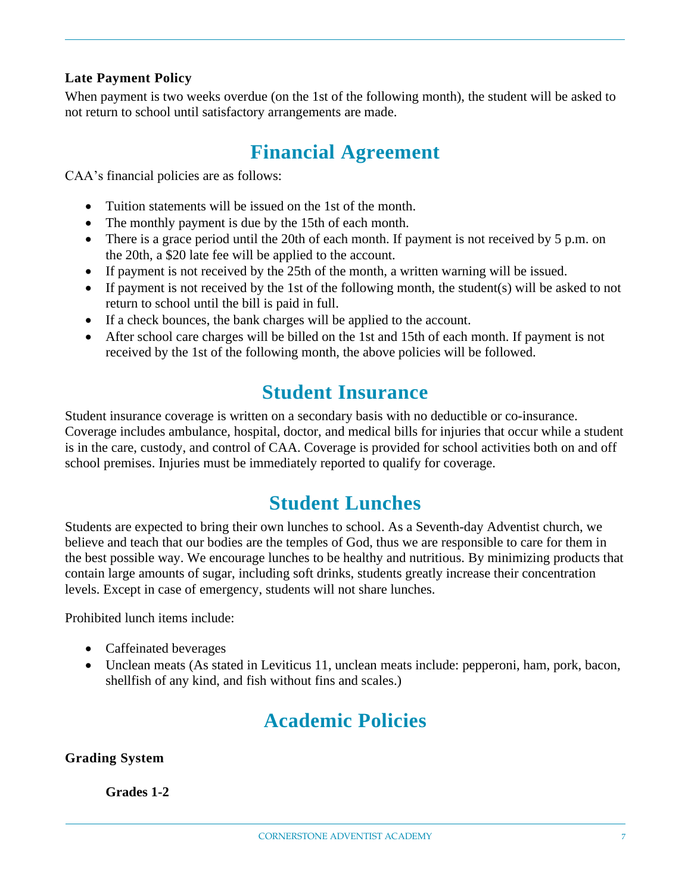**Late Payment Policy**

When payment is two weeks overdue (on the 1st of the following month), the student will be asked to not return to school until satisfactory arrangements are made.

# Financial Agreement

CAA's financial policies are as follows:

- Tuition statements will be issued on the 1st of the month.
- The monthly payment is due by the 15th of each month.
- There is a grace period until the 20th of each month. If payment is not received by 5 p.m. on the 20th, a $20 late fee will be applied to the account.
- If payment is not received by the 25th of the month, a written warning will be issued.
- If payment is not received by the 1st of the following month, the student(s) will be asked to not return to school until the bill is paid in full.
- If a check bounces, the bank charges will be applied to the account.
- After school care charges will be billed on the 1st and 15th of each month. If payment is not received by the 1st of the following month, the above policies will be followed.

# Student Insurance

Student insurance coverage is written on a secondary basis with no deductible or co-insurance. Coverage includes ambulance, hospital, doctor, and medical bills for injuries that occur while a student is in the care, custody, and control of CAA. Coverage is provided for school activities both on and off school premises. Injuries must be immediately reported to qualify for coverage.

# Student Lunches

Students are expected to bring their own lunches to school. As a Seventh-day Adventist church, we believe and teach that our bodies are the temples of God, thus we are responsible to care for them in the best possible way. We encourage lunches to be healthy and nutritious. By minimizing products that contain large amounts of sugar, including soft drinks, students greatly increase their concentration levels. Except in case of emergency, students will not share lunches.

Prohibited lunch items include:

- Caffeinated beverages
- Unclean meats (As stated in Leviticus 11, unclean meats include: pepperoni, ham, pork, bacon, shellfish of any kind, and fish without fins and scales.)

# Academic Policies

**Grading System**

**Grades 1-2**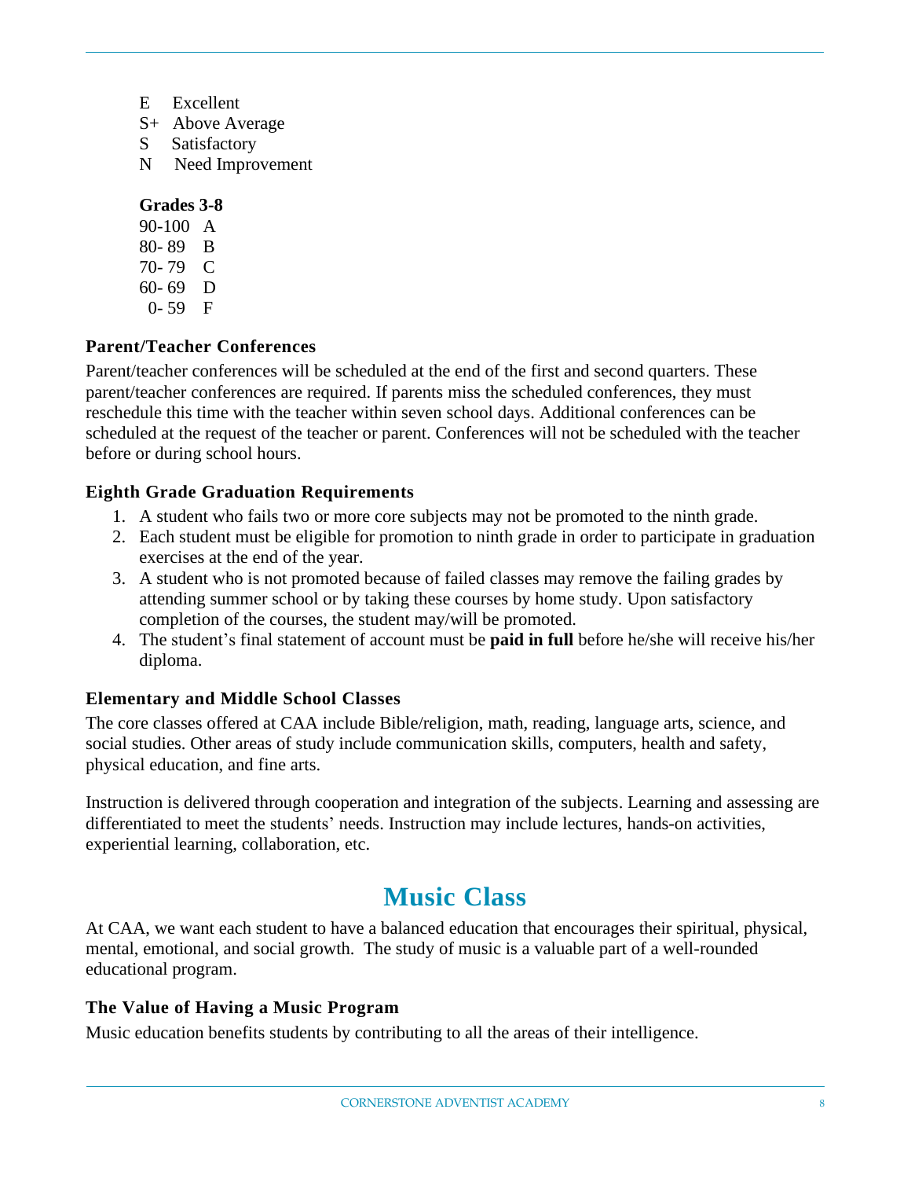E Excellent
S+ Above Average
S Satisfactory
N Need Improvement

**Grades 3-8**

90-100 A
80- 89 B
70- 79 C
60- 69 D
0- 59 F

### Parent/Teacher Conferences

Parent/teacher conferences will be scheduled at the end of the first and second quarters. These parent/teacher conferences are required. If parents miss the scheduled conferences, they must reschedule this time with the teacher within seven school days. Additional conferences can be scheduled at the request of the teacher or parent. Conferences will not be scheduled with the teacher before or during school hours.

### Eighth Grade Graduation Requirements

1. A student who fails two or more core subjects may not be promoted to the ninth grade.
2. Each student must be eligible for promotion to ninth grade in order to participate in graduation exercises at the end of the year.
3. A student who is not promoted because of failed classes may remove the failing grades by attending summer school or by taking these courses by home study. Upon satisfactory completion of the courses, the student may/will be promoted.
4. The student's final statement of account must be **paid in full** before he/she will receive his/her diploma.

### Elementary and Middle School Classes

The core classes offered at CAA include Bible/religion, math, reading, language arts, science, and social studies. Other areas of study include communication skills, computers, health and safety, physical education, and fine arts.

Instruction is delivered through cooperation and integration of the subjects. Learning and assessing are differentiated to meet the students' needs. Instruction may include lectures, hands-on activities, experiential learning, collaboration, etc.

## Music Class

At CAA, we want each student to have a balanced education that encourages their spiritual, physical, mental, emotional, and social growth. The study of music is a valuable part of a well-rounded educational program.

### The Value of Having a Music Program

Music education benefits students by contributing to all the areas of their intelligence.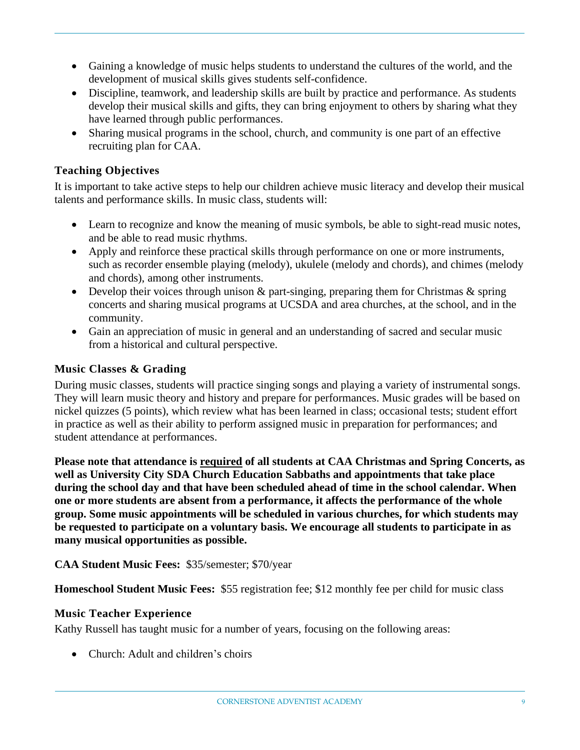- Gaining a knowledge of music helps students to understand the cultures of the world, and the development of musical skills gives students self-confidence.
- Discipline, teamwork, and leadership skills are built by practice and performance. As students develop their musical skills and gifts, they can bring enjoyment to others by sharing what they have learned through public performances.
- Sharing musical programs in the school, church, and community is one part of an effective recruiting plan for CAA.

### Teaching Objectives

It is important to take active steps to help our children achieve music literacy and develop their musical talents and performance skills. In music class, students will:

- Learn to recognize and know the meaning of music symbols, be able to sight-read music notes, and be able to read music rhythms.
- Apply and reinforce these practical skills through performance on one or more instruments, such as recorder ensemble playing (melody), ukulele (melody and chords), and chimes (melody and chords), among other instruments.
- Develop their voices through unison & part-singing, preparing them for Christmas & spring concerts and sharing musical programs at UCSDA and area churches, at the school, and in the community.
- Gain an appreciation of music in general and an understanding of sacred and secular music from a historical and cultural perspective.

### Music Classes & Grading

During music classes, students will practice singing songs and playing a variety of instrumental songs. They will learn music theory and history and prepare for performances. Music grades will be based on nickel quizzes (5 points), which review what has been learned in class; occasional tests; student effort in practice as well as their ability to perform assigned music in preparation for performances; and student attendance at performances.

**Please note that attendance is <u>required</u> of all students at CAA Christmas and Spring Concerts, as well as University City SDA Church Education Sabbaths and appointments that take place during the school day and that have been scheduled ahead of time in the school calendar. When one or more students are absent from a performance, it affects the performance of the whole group. Some music appointments will be scheduled in various churches, for which students may be requested to participate on a voluntary basis. We encourage all students to participate in as many musical opportunities as possible.**

**CAA Student Music Fees:** $35/semester; $70/year

**Homeschool Student Music Fees:** $55 registration fee; $12 monthly fee per child for music class

### Music Teacher Experience

Kathy Russell has taught music for a number of years, focusing on the following areas:

- Church: Adult and children's choirs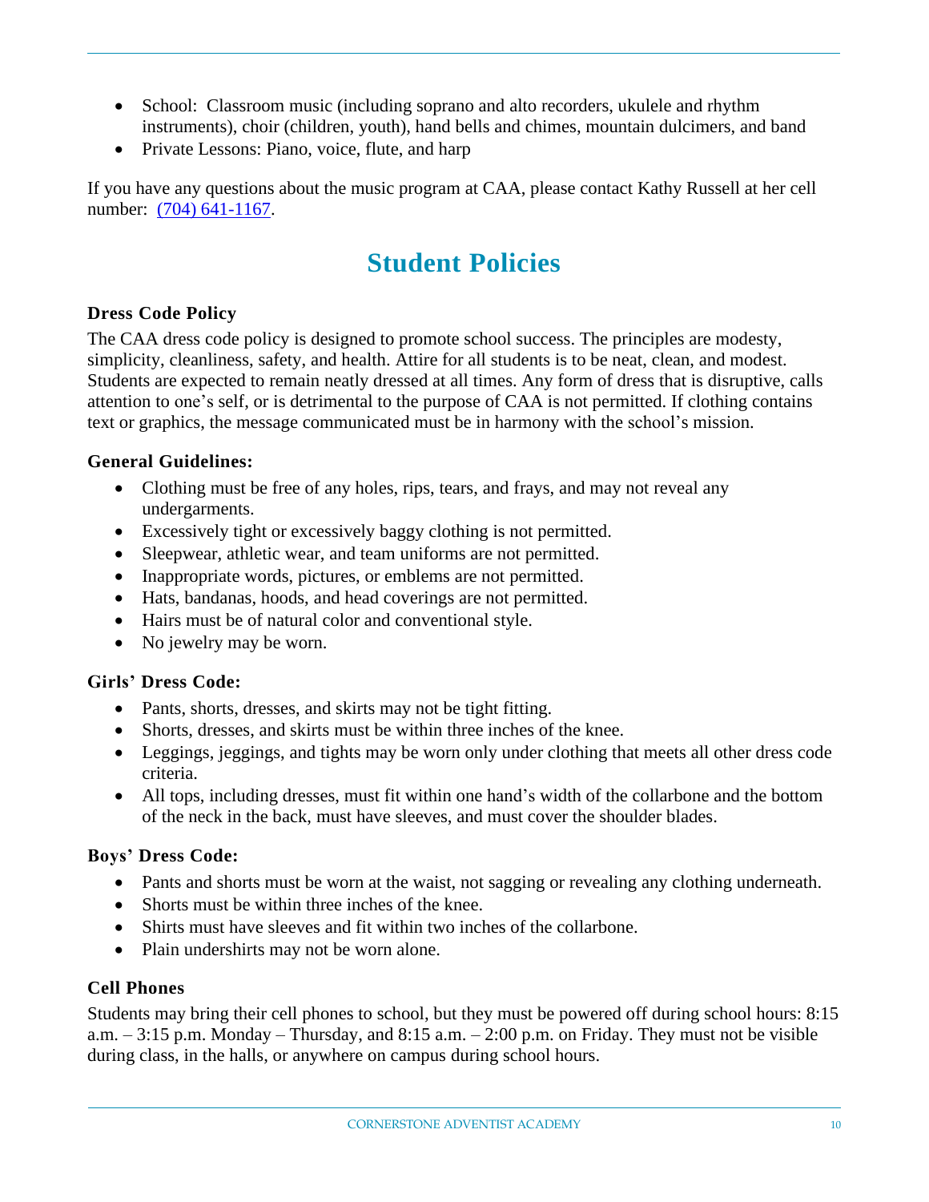- School:  Classroom music (including soprano and alto recorders, ukulele and rhythm instruments), choir (children, youth), hand bells and chimes, mountain dulcimers, and band
- Private Lessons: Piano, voice, flute, and harp

If you have any questions about the music program at CAA, please contact Kathy Russell at her cell number:  [(704) 641-1167](tel:7046411167).

# Student Policies

### Dress Code Policy

The CAA dress code policy is designed to promote school success. The principles are modesty, simplicity, cleanliness, safety, and health. Attire for all students is to be neat, clean, and modest. Students are expected to remain neatly dressed at all times. Any form of dress that is disruptive, calls attention to one's self, or is detrimental to the purpose of CAA is not permitted. If clothing contains text or graphics, the message communicated must be in harmony with the school's mission.

### General Guidelines:

- Clothing must be free of any holes, rips, tears, and frays, and may not reveal any undergarments.
- Excessively tight or excessively baggy clothing is not permitted.
- Sleepwear, athletic wear, and team uniforms are not permitted.
- Inappropriate words, pictures, or emblems are not permitted.
- Hats, bandanas, hoods, and head coverings are not permitted.
- Hairs must be of natural color and conventional style.
- No jewelry may be worn.

### Girls' Dress Code:

- Pants, shorts, dresses, and skirts may not be tight fitting.
- Shorts, dresses, and skirts must be within three inches of the knee.
- Leggings, jeggings, and tights may be worn only under clothing that meets all other dress code criteria.
- All tops, including dresses, must fit within one hand's width of the collarbone and the bottom of the neck in the back, must have sleeves, and must cover the shoulder blades.

### Boys' Dress Code:

- Pants and shorts must be worn at the waist, not sagging or revealing any clothing underneath.
- Shorts must be within three inches of the knee.
- Shirts must have sleeves and fit within two inches of the collarbone.
- Plain undershirts may not be worn alone.

### Cell Phones

Students may bring their cell phones to school, but they must be powered off during school hours: 8:15 a.m. – 3:15 p.m. Monday – Thursday, and 8:15 a.m. – 2:00 p.m. on Friday. They must not be visible during class, in the halls, or anywhere on campus during school hours.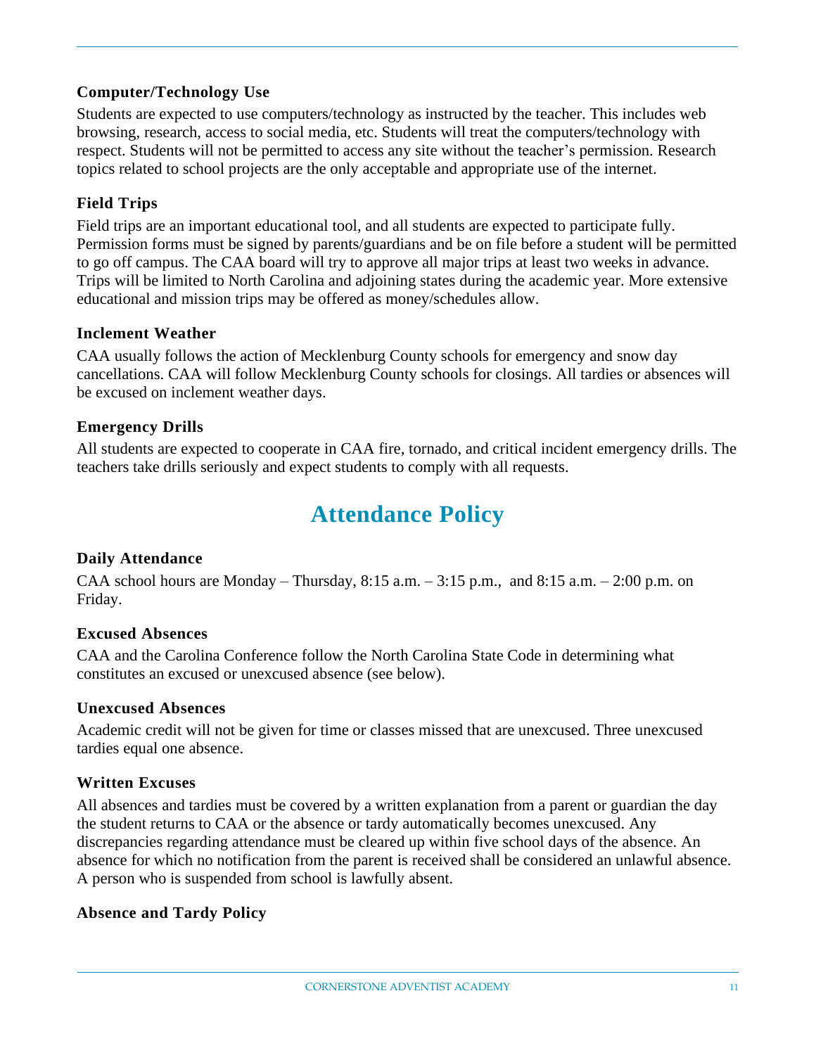### Computer/Technology Use

Students are expected to use computers/technology as instructed by the teacher. This includes web browsing, research, access to social media, etc. Students will treat the computers/technology with respect. Students will not be permitted to access any site without the teacher's permission. Research topics related to school projects are the only acceptable and appropriate use of the internet.

### Field Trips

Field trips are an important educational tool, and all students are expected to participate fully. Permission forms must be signed by parents/guardians and be on file before a student will be permitted to go off campus. The CAA board will try to approve all major trips at least two weeks in advance. Trips will be limited to North Carolina and adjoining states during the academic year. More extensive educational and mission trips may be offered as money/schedules allow.

### Inclement Weather

CAA usually follows the action of Mecklenburg County schools for emergency and snow day cancellations. CAA will follow Mecklenburg County schools for closings. All tardies or absences will be excused on inclement weather days.

### Emergency Drills

All students are expected to cooperate in CAA fire, tornado, and critical incident emergency drills. The teachers take drills seriously and expect students to comply with all requests.

## Attendance Policy

### Daily Attendance

CAA school hours are Monday – Thursday, 8:15 a.m. – 3:15 p.m., and 8:15 a.m. – 2:00 p.m. on Friday.

### Excused Absences

CAA and the Carolina Conference follow the North Carolina State Code in determining what constitutes an excused or unexcused absence (see below).

### Unexcused Absences

Academic credit will not be given for time or classes missed that are unexcused. Three unexcused tardies equal one absence.

### Written Excuses

All absences and tardies must be covered by a written explanation from a parent or guardian the day the student returns to CAA or the absence or tardy automatically becomes unexcused. Any discrepancies regarding attendance must be cleared up within five school days of the absence. An absence for which no notification from the parent is received shall be considered an unlawful absence. A person who is suspended from school is lawfully absent.

### Absence and Tardy Policy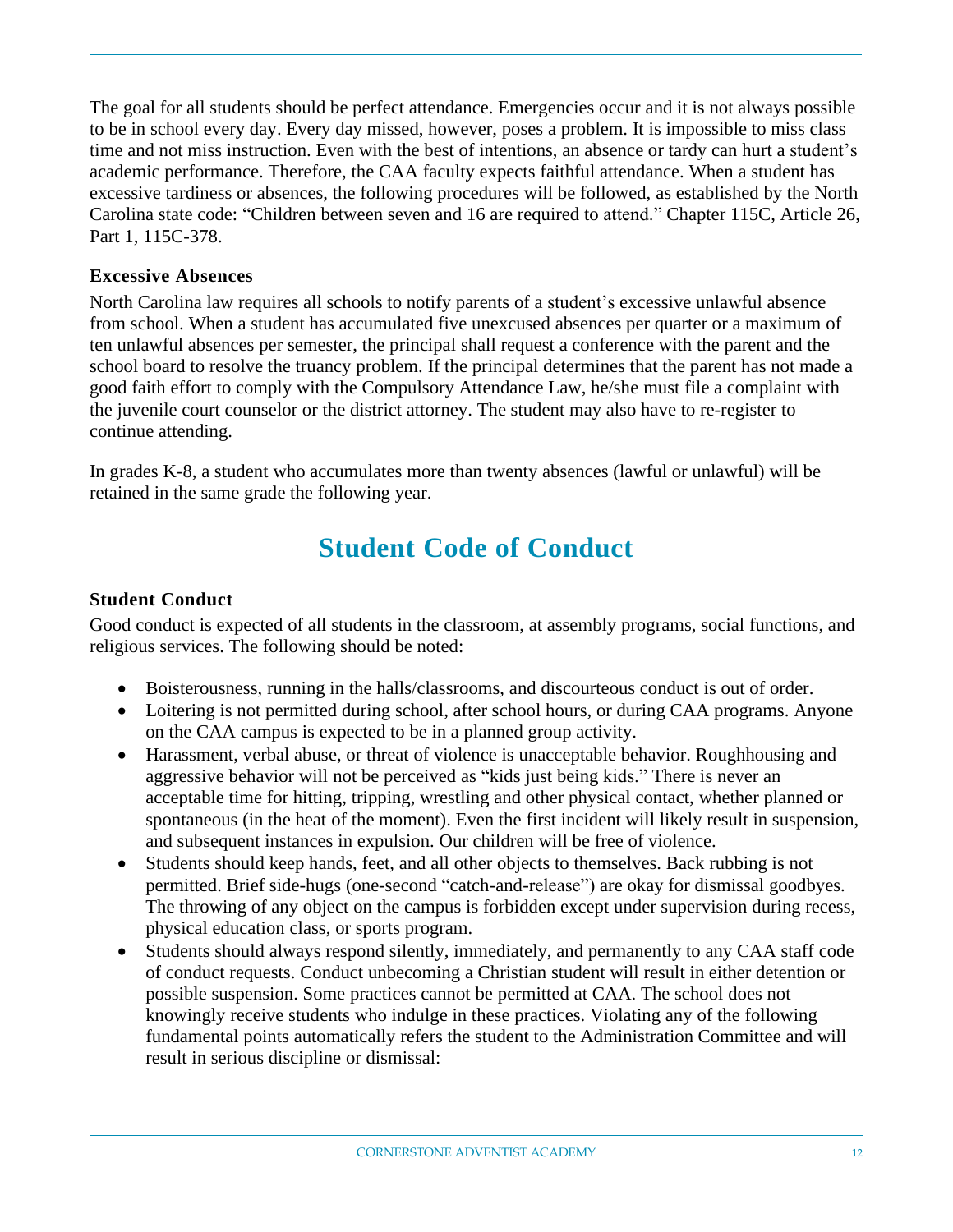The goal for all students should be perfect attendance. Emergencies occur and it is not always possible to be in school every day. Every day missed, however, poses a problem. It is impossible to miss class time and not miss instruction. Even with the best of intentions, an absence or tardy can hurt a student's academic performance. Therefore, the CAA faculty expects faithful attendance. When a student has excessive tardiness or absences, the following procedures will be followed, as established by the North Carolina state code: "Children between seven and 16 are required to attend." Chapter 115C, Article 26, Part 1, 115C-378.

### Excessive Absences

North Carolina law requires all schools to notify parents of a student's excessive unlawful absence from school. When a student has accumulated five unexcused absences per quarter or a maximum of ten unlawful absences per semester, the principal shall request a conference with the parent and the school board to resolve the truancy problem. If the principal determines that the parent has not made a good faith effort to comply with the Compulsory Attendance Law, he/she must file a complaint with the juvenile court counselor or the district attorney. The student may also have to re-register to continue attending.

In grades K-8, a student who accumulates more than twenty absences (lawful or unlawful) will be retained in the same grade the following year.

## Student Code of Conduct

### Student Conduct

Good conduct is expected of all students in the classroom, at assembly programs, social functions, and religious services. The following should be noted:

- Boisterousness, running in the halls/classrooms, and discourteous conduct is out of order.
- Loitering is not permitted during school, after school hours, or during CAA programs. Anyone on the CAA campus is expected to be in a planned group activity.
- Harassment, verbal abuse, or threat of violence is unacceptable behavior. Roughhousing and aggressive behavior will not be perceived as "kids just being kids." There is never an acceptable time for hitting, tripping, wrestling and other physical contact, whether planned or spontaneous (in the heat of the moment). Even the first incident will likely result in suspension, and subsequent instances in expulsion. Our children will be free of violence.
- Students should keep hands, feet, and all other objects to themselves. Back rubbing is not permitted. Brief side-hugs (one-second "catch-and-release") are okay for dismissal goodbyes. The throwing of any object on the campus is forbidden except under supervision during recess, physical education class, or sports program.
- Students should always respond silently, immediately, and permanently to any CAA staff code of conduct requests. Conduct unbecoming a Christian student will result in either detention or possible suspension. Some practices cannot be permitted at CAA. The school does not knowingly receive students who indulge in these practices. Violating any of the following fundamental points automatically refers the student to the Administration Committee and will result in serious discipline or dismissal: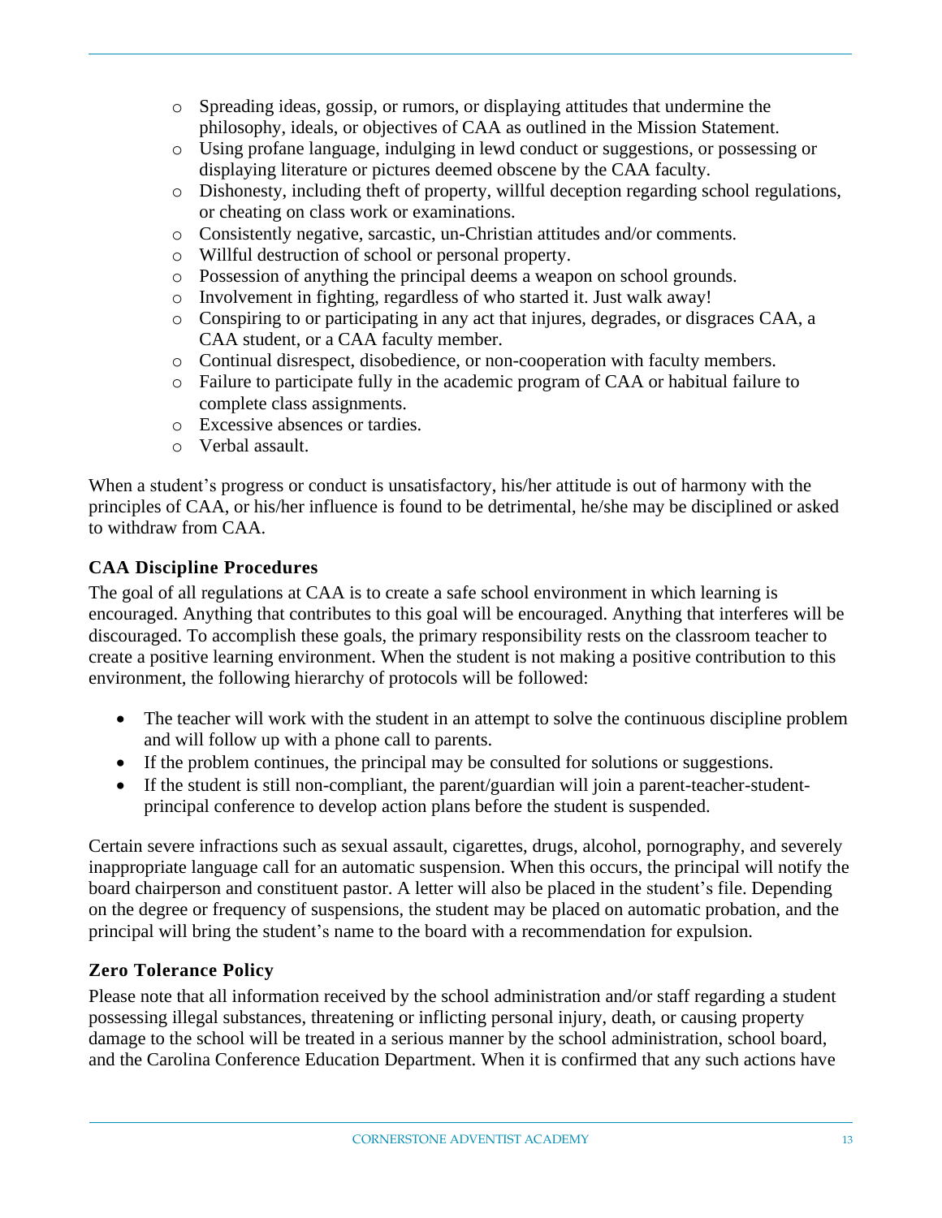- Spreading ideas, gossip, or rumors, or displaying attitudes that undermine the philosophy, ideals, or objectives of CAA as outlined in the Mission Statement.
- Using profane language, indulging in lewd conduct or suggestions, or possessing or displaying literature or pictures deemed obscene by the CAA faculty.
- Dishonesty, including theft of property, willful deception regarding school regulations, or cheating on class work or examinations.
- Consistently negative, sarcastic, un-Christian attitudes and/or comments.
- Willful destruction of school or personal property.
- Possession of anything the principal deems a weapon on school grounds.
- Involvement in fighting, regardless of who started it. Just walk away!
- Conspiring to or participating in any act that injures, degrades, or disgraces CAA, a CAA student, or a CAA faculty member.
- Continual disrespect, disobedience, or non-cooperation with faculty members.
- Failure to participate fully in the academic program of CAA or habitual failure to complete class assignments.
- Excessive absences or tardies.
- Verbal assault.

When a student's progress or conduct is unsatisfactory, his/her attitude is out of harmony with the principles of CAA, or his/her influence is found to be detrimental, he/she may be disciplined or asked to withdraw from CAA.

### CAA Discipline Procedures

The goal of all regulations at CAA is to create a safe school environment in which learning is encouraged. Anything that contributes to this goal will be encouraged. Anything that interferes will be discouraged. To accomplish these goals, the primary responsibility rests on the classroom teacher to create a positive learning environment. When the student is not making a positive contribution to this environment, the following hierarchy of protocols will be followed:

- The teacher will work with the student in an attempt to solve the continuous discipline problem and will follow up with a phone call to parents.
- If the problem continues, the principal may be consulted for solutions or suggestions.
- If the student is still non-compliant, the parent/guardian will join a parent-teacher-student-principal conference to develop action plans before the student is suspended.

Certain severe infractions such as sexual assault, cigarettes, drugs, alcohol, pornography, and severely inappropriate language call for an automatic suspension. When this occurs, the principal will notify the board chairperson and constituent pastor. A letter will also be placed in the student's file. Depending on the degree or frequency of suspensions, the student may be placed on automatic probation, and the principal will bring the student's name to the board with a recommendation for expulsion.

### Zero Tolerance Policy

Please note that all information received by the school administration and/or staff regarding a student possessing illegal substances, threatening or inflicting personal injury, death, or causing property damage to the school will be treated in a serious manner by the school administration, school board, and the Carolina Conference Education Department. When it is confirmed that any such actions have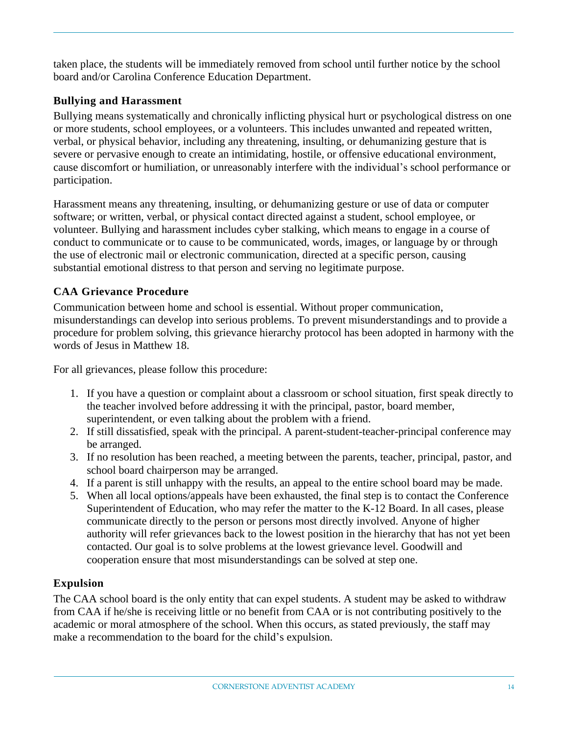taken place, the students will be immediately removed from school until further notice by the school board and/or Carolina Conference Education Department.

### Bullying and Harassment

Bullying means systematically and chronically inflicting physical hurt or psychological distress on one or more students, school employees, or a volunteers. This includes unwanted and repeated written, verbal, or physical behavior, including any threatening, insulting, or dehumanizing gesture that is severe or pervasive enough to create an intimidating, hostile, or offensive educational environment, cause discomfort or humiliation, or unreasonably interfere with the individual's school performance or participation.

Harassment means any threatening, insulting, or dehumanizing gesture or use of data or computer software; or written, verbal, or physical contact directed against a student, school employee, or volunteer. Bullying and harassment includes cyber stalking, which means to engage in a course of conduct to communicate or to cause to be communicated, words, images, or language by or through the use of electronic mail or electronic communication, directed at a specific person, causing substantial emotional distress to that person and serving no legitimate purpose.

### CAA Grievance Procedure

Communication between home and school is essential. Without proper communication, misunderstandings can develop into serious problems. To prevent misunderstandings and to provide a procedure for problem solving, this grievance hierarchy protocol has been adopted in harmony with the words of Jesus in Matthew 18.

For all grievances, please follow this procedure:

1. If you have a question or complaint about a classroom or school situation, first speak directly to the teacher involved before addressing it with the principal, pastor, board member, superintendent, or even talking about the problem with a friend.
2. If still dissatisfied, speak with the principal. A parent-student-teacher-principal conference may be arranged.
3. If no resolution has been reached, a meeting between the parents, teacher, principal, pastor, and school board chairperson may be arranged.
4. If a parent is still unhappy with the results, an appeal to the entire school board may be made.
5. When all local options/appeals have been exhausted, the final step is to contact the Conference Superintendent of Education, who may refer the matter to the K-12 Board. In all cases, please communicate directly to the person or persons most directly involved. Anyone of higher authority will refer grievances back to the lowest position in the hierarchy that has not yet been contacted. Our goal is to solve problems at the lowest grievance level. Goodwill and cooperation ensure that most misunderstandings can be solved at step one.

### Expulsion

The CAA school board is the only entity that can expel students. A student may be asked to withdraw from CAA if he/she is receiving little or no benefit from CAA or is not contributing positively to the academic or moral atmosphere of the school. When this occurs, as stated previously, the staff may make a recommendation to the board for the child's expulsion.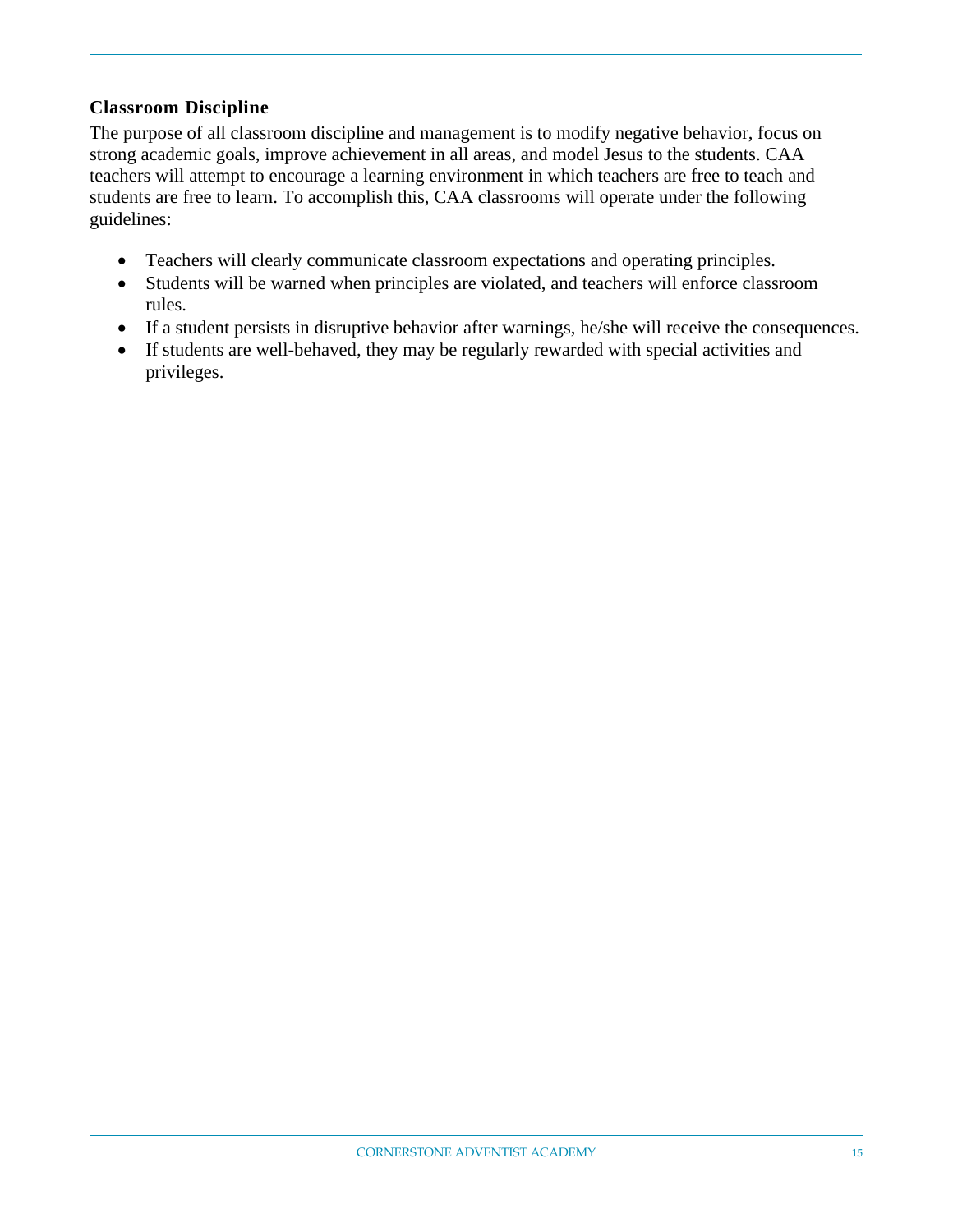### Classroom Discipline

The purpose of all classroom discipline and management is to modify negative behavior, focus on strong academic goals, improve achievement in all areas, and model Jesus to the students. CAA teachers will attempt to encourage a learning environment in which teachers are free to teach and students are free to learn. To accomplish this, CAA classrooms will operate under the following guidelines:

- Teachers will clearly communicate classroom expectations and operating principles.
- Students will be warned when principles are violated, and teachers will enforce classroom rules.
- If a student persists in disruptive behavior after warnings, he/she will receive the consequences.
- If students are well-behaved, they may be regularly rewarded with special activities and privileges.